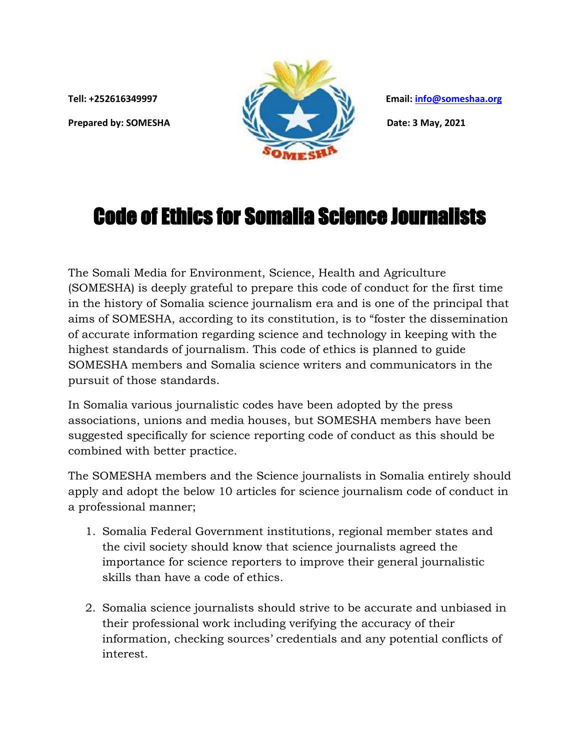Tell: +252616349997

Prepared by: SOMESHA

Email: info@someshaa.org

Date: 3 May, 2021

# Code of Ethics for Somalia Science Journalists

The Somali Media for Environment, Science, Health and Agriculture (SOMESHA) is deeply grateful to prepare this code of conduct for the first time in the history of Somalia science journalism era and is one of the principal that aims of SOMESHA, according to its constitution, is to "foster the dissemination of accurate information regarding science and technology in keeping with the highest standards of journalism. This code of ethics is planned to guide SOMESHA members and Somalia science writers and communicators in the pursuit of those standards.

In Somalia various journalistic codes have been adopted by the press associations, unions and media houses, but SOMESHA members have been suggested specifically for science reporting code of conduct as this should be combined with better practice.

The SOMESHA members and the Science journalists in Somalia entirely should apply and adopt the below 10 articles for science journalism code of conduct in a professional manner;

1. Somalia Federal Government institutions, regional member states and the civil society should know that science journalists agreed the importance for science reporters to improve their general journalistic skills than have a code of ethics.

2. Somalia science journalists should strive to be accurate and unbiased in their professional work including verifying the accuracy of their information, checking sources' credentials and any potential conflicts of interest.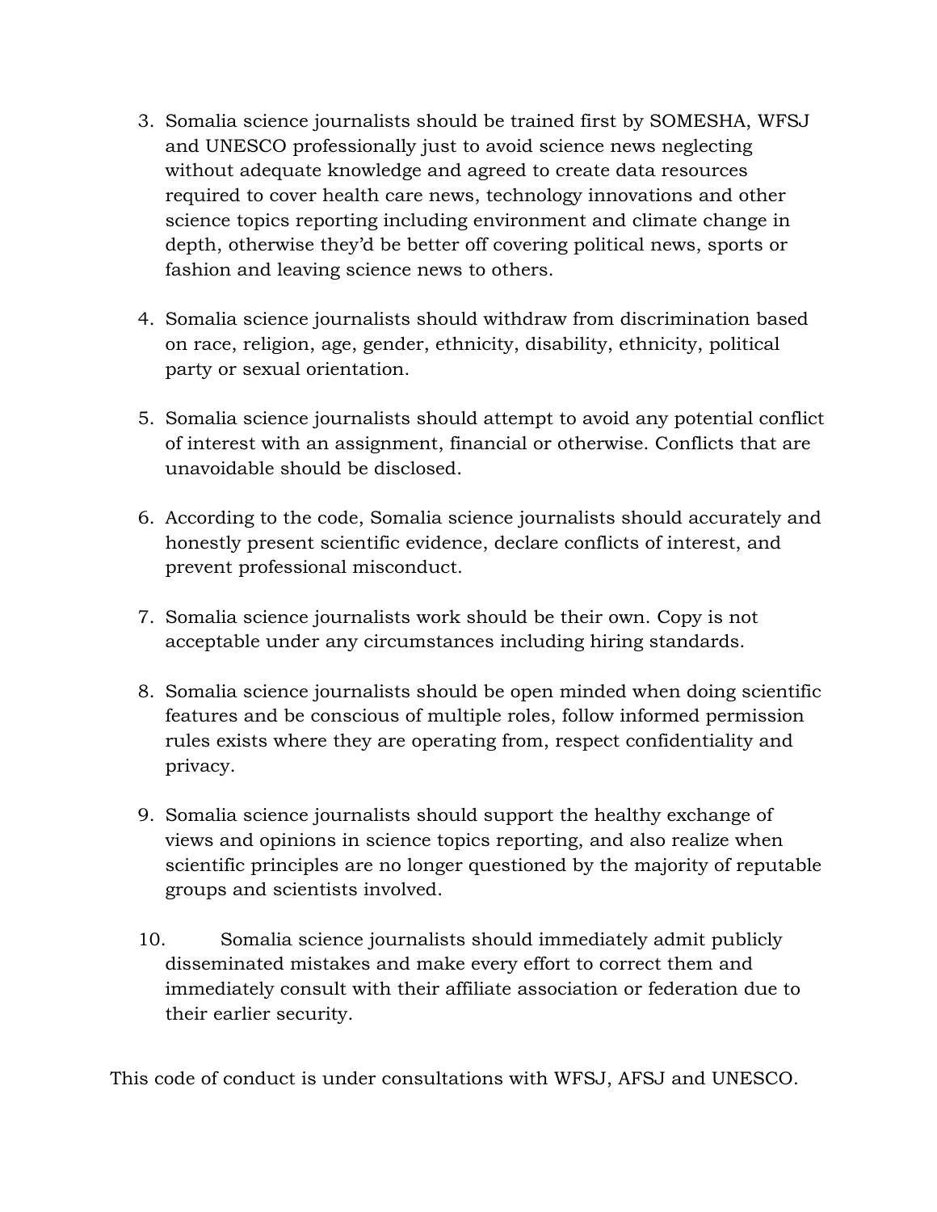3. Somalia science journalists should be trained first by SOMESHA, WFSJ and UNESCO professionally just to avoid science news neglecting without adequate knowledge and agreed to create data resources required to cover health care news, technology innovations and other science topics reporting including environment and climate change in depth, otherwise they'd be better off covering political news, sports or fashion and leaving science news to others.

4. Somalia science journalists should withdraw from discrimination based on race, religion, age, gender, ethnicity, disability, ethnicity, political party or sexual orientation.

5. Somalia science journalists should attempt to avoid any potential conflict of interest with an assignment, financial or otherwise. Conflicts that are unavoidable should be disclosed.

6. According to the code, Somalia science journalists should accurately and honestly present scientific evidence, declare conflicts of interest, and prevent professional misconduct.

7. Somalia science journalists work should be their own. Copy is not acceptable under any circumstances including hiring standards.

8. Somalia science journalists should be open minded when doing scientific features and be conscious of multiple roles, follow informed permission rules exists where they are operating from, respect confidentiality and privacy.

9. Somalia science journalists should support the healthy exchange of views and opinions in science topics reporting, and also realize when scientific principles are no longer questioned by the majority of reputable groups and scientists involved.

10. Somalia science journalists should immediately admit publicly disseminated mistakes and make every effort to correct them and immediately consult with their affiliate association or federation due to their earlier security.

This code of conduct is under consultations with WFSJ, AFSJ and UNESCO.